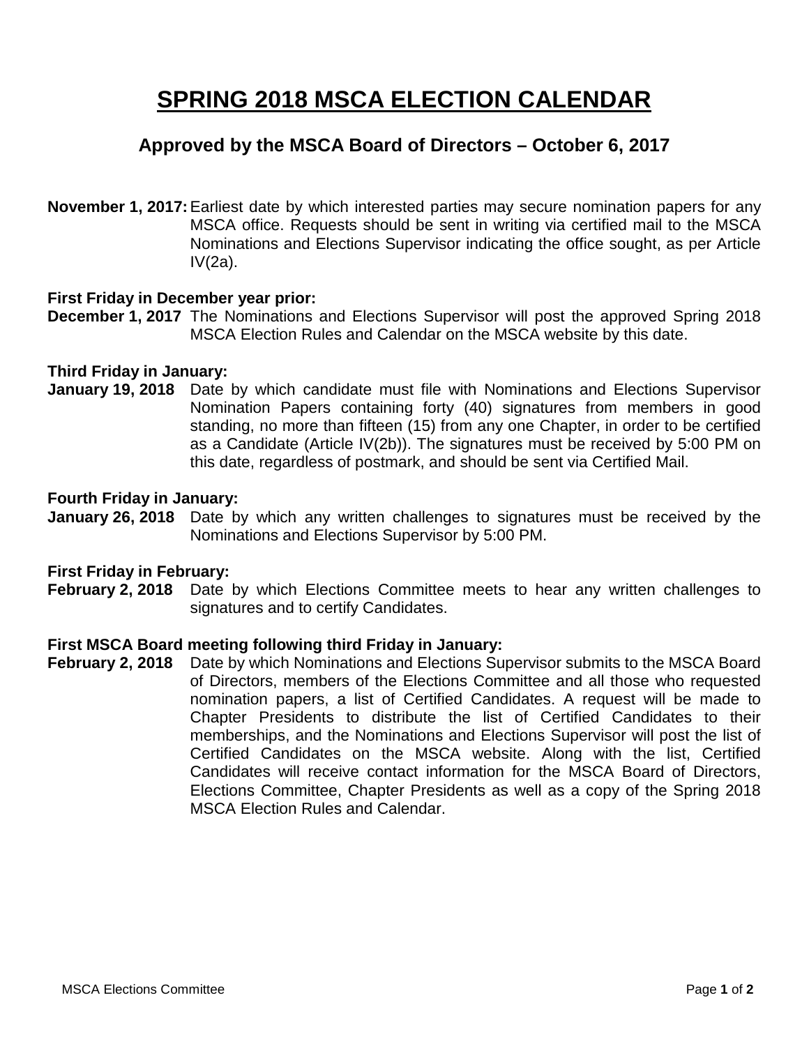# SPRING 2018 MSCA ELECTION CALENDAR

## Approved by the MSCA Board of Directors – October 6, 2017

**November 1, 2017:** Earliest date by which interested parties may secure nomination papers for any MSCA office. Requests should be sent in writing via certified mail to the MSCA Nominations and Elections Supervisor indicating the office sought, as per Article IV(2a).

**First Friday in December year prior:**
**December 1, 2017** The Nominations and Elections Supervisor will post the approved Spring 2018 MSCA Election Rules and Calendar on the MSCA website by this date.

**Third Friday in January:**
**January 19, 2018** Date by which candidate must file with Nominations and Elections Supervisor Nomination Papers containing forty (40) signatures from members in good standing, no more than fifteen (15) from any one Chapter, in order to be certified as a Candidate (Article IV(2b)). The signatures must be received by 5:00 PM on this date, regardless of postmark, and should be sent via Certified Mail.

**Fourth Friday in January:**
**January 26, 2018** Date by which any written challenges to signatures must be received by the Nominations and Elections Supervisor by 5:00 PM.

**First Friday in February:**
**February 2, 2018** Date by which Elections Committee meets to hear any written challenges to signatures and to certify Candidates.

**First MSCA Board meeting following third Friday in January:**
**February 2, 2018** Date by which Nominations and Elections Supervisor submits to the MSCA Board of Directors, members of the Elections Committee and all those who requested nomination papers, a list of Certified Candidates. A request will be made to Chapter Presidents to distribute the list of Certified Candidates to their memberships, and the Nominations and Elections Supervisor will post the list of Certified Candidates on the MSCA website. Along with the list, Certified Candidates will receive contact information for the MSCA Board of Directors, Elections Committee, Chapter Presidents as well as a copy of the Spring 2018 MSCA Election Rules and Calendar.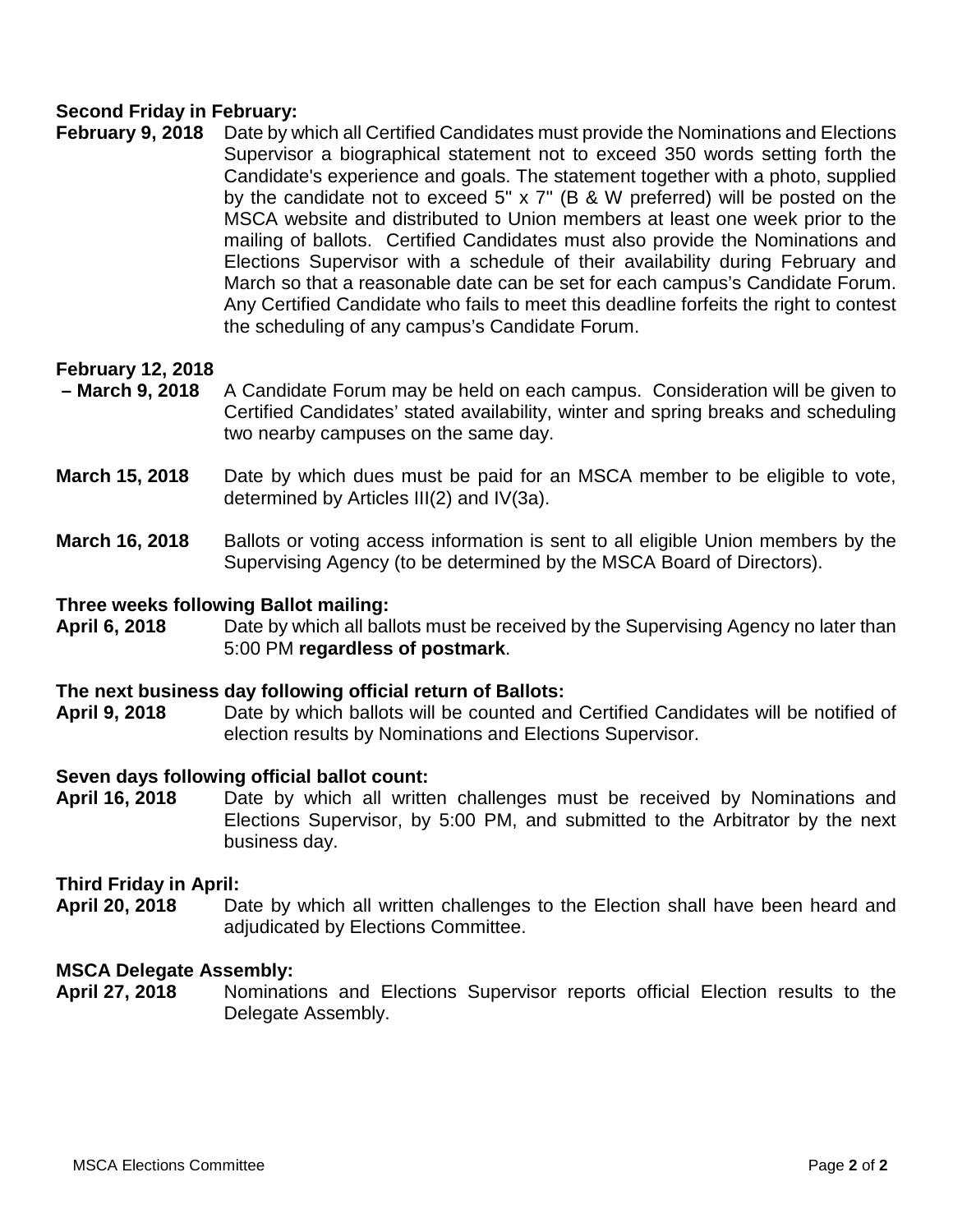**Second Friday in February:**

**February 9, 2018** Date by which all Certified Candidates must provide the Nominations and Elections Supervisor a biographical statement not to exceed 350 words setting forth the Candidate's experience and goals. The statement together with a photo, supplied by the candidate not to exceed 5" x 7" (B & W preferred) will be posted on the MSCA website and distributed to Union members at least one week prior to the mailing of ballots. Certified Candidates must also provide the Nominations and Elections Supervisor with a schedule of their availability during February and March so that a reasonable date can be set for each campus's Candidate Forum. Any Certified Candidate who fails to meet this deadline forfeits the right to contest the scheduling of any campus's Candidate Forum.

**February 12, 2018 – March 9, 2018** A Candidate Forum may be held on each campus. Consideration will be given to Certified Candidates' stated availability, winter and spring breaks and scheduling two nearby campuses on the same day.

**March 15, 2018** Date by which dues must be paid for an MSCA member to be eligible to vote, determined by Articles III(2) and IV(3a).

**March 16, 2018** Ballots or voting access information is sent to all eligible Union members by the Supervising Agency (to be determined by the MSCA Board of Directors).

**Three weeks following Ballot mailing:**

**April 6, 2018** Date by which all ballots must be received by the Supervising Agency no later than 5:00 PM **regardless of postmark**.

**The next business day following official return of Ballots:**

**April 9, 2018** Date by which ballots will be counted and Certified Candidates will be notified of election results by Nominations and Elections Supervisor.

**Seven days following official ballot count:**

**April 16, 2018** Date by which all written challenges must be received by Nominations and Elections Supervisor, by 5:00 PM, and submitted to the Arbitrator by the next business day.

**Third Friday in April:**

**April 20, 2018** Date by which all written challenges to the Election shall have been heard and adjudicated by Elections Committee.

**MSCA Delegate Assembly:**

**April 27, 2018** Nominations and Elections Supervisor reports official Election results to the Delegate Assembly.